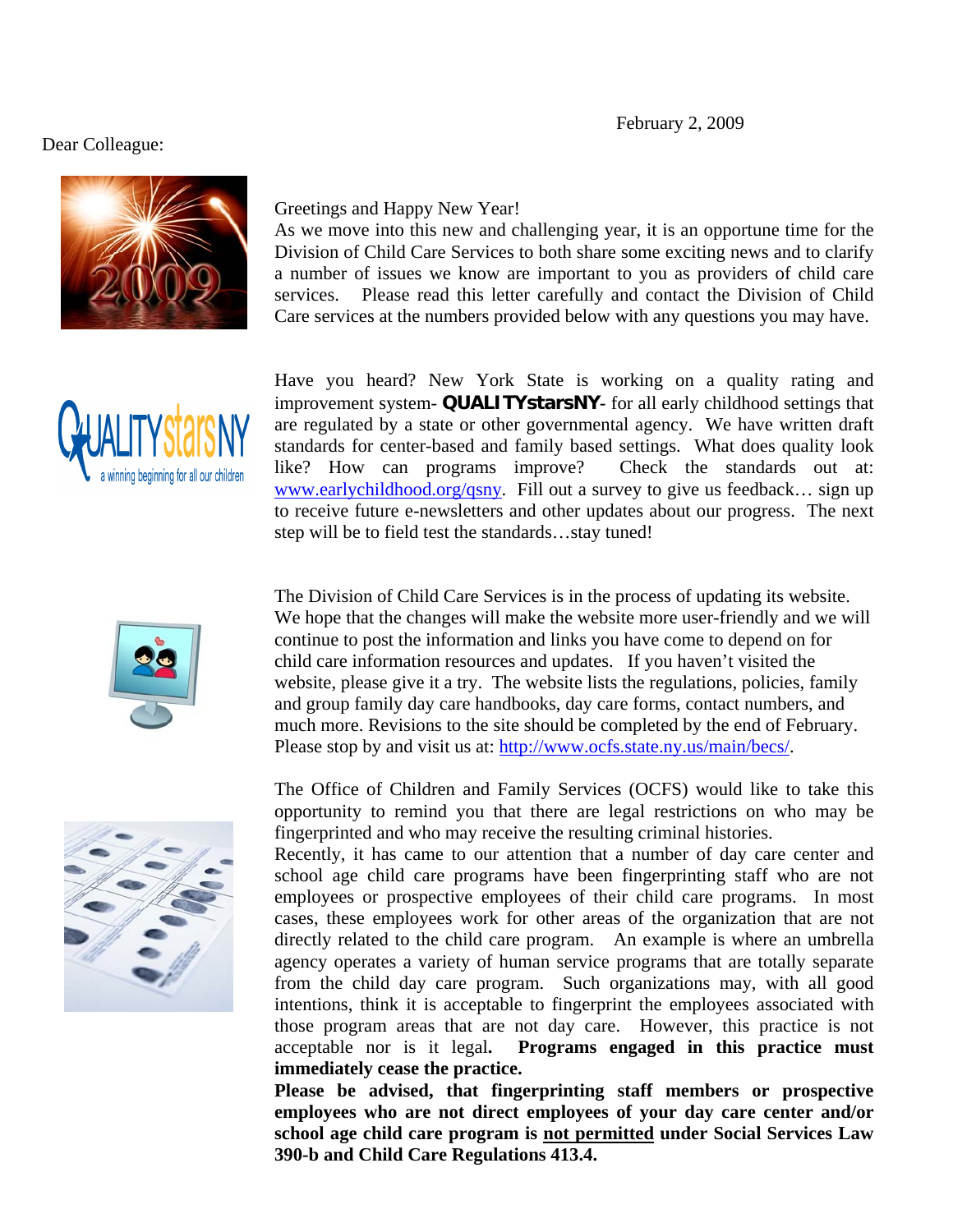February 2, 2009

Dear Colleague:

Greetings and Happy New Year!
As we move into this new and challenging year, it is an opportune time for the Division of Child Care Services to both share some exciting news and to clarify a number of issues we know are important to you as providers of child care services. Please read this letter carefully and contact the Division of Child Care services at the numbers provided below with any questions you may have.

Have you heard? New York State is working on a quality rating and improvement system- **QUALITYstarsNY**- for all early childhood settings that are regulated by a state or other governmental agency. We have written draft standards for center-based and family based settings. What does quality look like? How can programs improve? Check the standards out at: www.earlychildhood.org/qsny. Fill out a survey to give us feedback… sign up to receive future e-newsletters and other updates about our progress. The next step will be to field test the standards…stay tuned!

The Division of Child Care Services is in the process of updating its website. We hope that the changes will make the website more user-friendly and we will continue to post the information and links you have come to depend on for child care information resources and updates. If you haven't visited the website, please give it a try. The website lists the regulations, policies, family and group family day care handbooks, day care forms, contact numbers, and much more. Revisions to the site should be completed by the end of February. Please stop by and visit us at: http://www.ocfs.state.ny.us/main/becs/.

The Office of Children and Family Services (OCFS) would like to take this opportunity to remind you that there are legal restrictions on who may be fingerprinted and who may receive the resulting criminal histories.
Recently, it has came to our attention that a number of day care center and school age child care programs have been fingerprinting staff who are not employees or prospective employees of their child care programs. In most cases, these employees work for other areas of the organization that are not directly related to the child care program. An example is where an umbrella agency operates a variety of human service programs that are totally separate from the child day care program. Such organizations may, with all good intentions, think it is acceptable to fingerprint the employees associated with those program areas that are not day care. However, this practice is not acceptable nor is it legal**.** **Programs engaged in this practice must immediately cease the practice.**
**Please be advised, that fingerprinting staff members or prospective employees who are not direct employees of your day care center and/or school age child care program is <u>not permitted</u> under Social Services Law 390-b and Child Care Regulations 413.4.**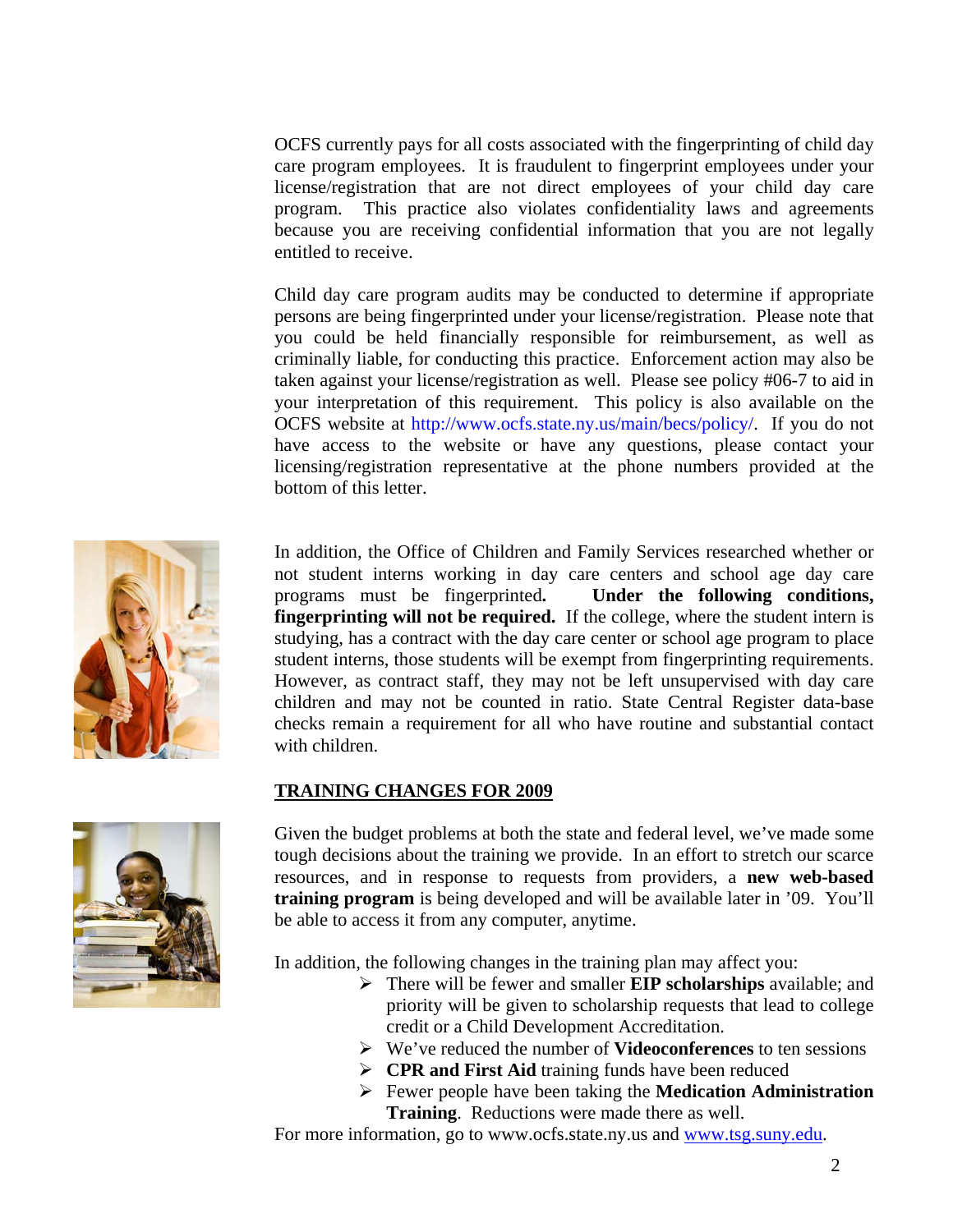OCFS currently pays for all costs associated with the fingerprinting of child day care program employees. It is fraudulent to fingerprint employees under your license/registration that are not direct employees of your child day care program. This practice also violates confidentiality laws and agreements because you are receiving confidential information that you are not legally entitled to receive.

Child day care program audits may be conducted to determine if appropriate persons are being fingerprinted under your license/registration. Please note that you could be held financially responsible for reimbursement, as well as criminally liable, for conducting this practice. Enforcement action may also be taken against your license/registration as well. Please see policy #06-7 to aid in your interpretation of this requirement. This policy is also available on the OCFS website at http://www.ocfs.state.ny.us/main/becs/policy/. If you do not have access to the website or have any questions, please contact your licensing/registration representative at the phone numbers provided at the bottom of this letter.

In addition, the Office of Children and Family Services researched whether or not student interns working in day care centers and school age day care programs must be fingerprinted. **Under the following conditions, fingerprinting will not be required.** If the college, where the student intern is studying, has a contract with the day care center or school age program to place student interns, those students will be exempt from fingerprinting requirements. However, as contract staff, they may not be left unsupervised with day care children and may not be counted in ratio. State Central Register data-base checks remain a requirement for all who have routine and substantial contact with children.

## <u>TRAINING CHANGES FOR 2009</u>

Given the budget problems at both the state and federal level, we've made some tough decisions about the training we provide. In an effort to stretch our scarce resources, and in response to requests from providers, a **new web-based training program** is being developed and will be available later in '09. You'll be able to access it from any computer, anytime.

In addition, the following changes in the training plan may affect you:

- There will be fewer and smaller **EIP scholarships** available; and priority will be given to scholarship requests that lead to college credit or a Child Development Accreditation.
- We've reduced the number of **Videoconferences** to ten sessions
- **CPR and First Aid** training funds have been reduced
- Fewer people have been taking the **Medication Administration Training**. Reductions were made there as well.

For more information, go to www.ocfs.state.ny.us and www.tsg.suny.edu.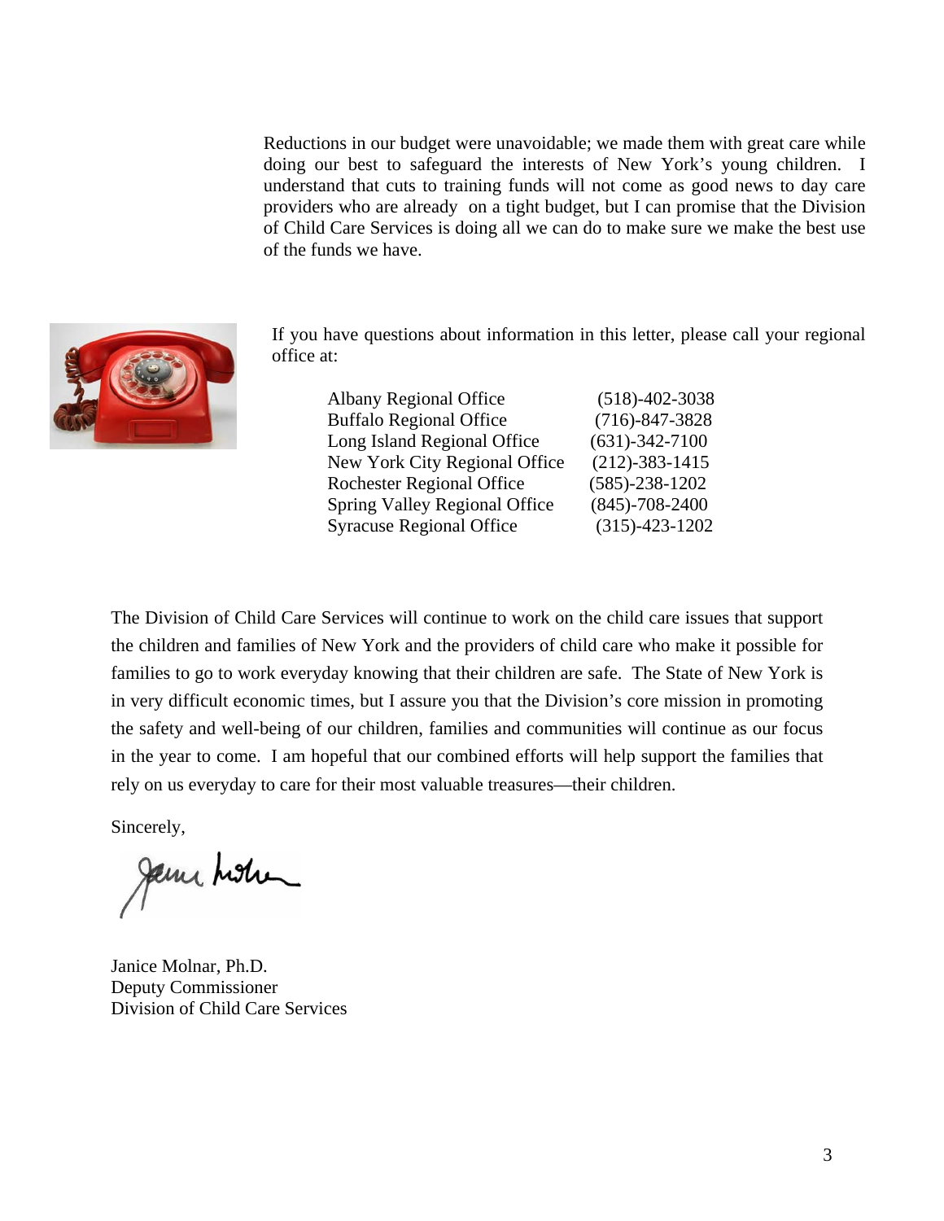Reductions in our budget were unavoidable; we made them with great care while doing our best to safeguard the interests of New York's young children. I understand that cuts to training funds will not come as good news to day care providers who are already on a tight budget, but I can promise that the Division of Child Care Services is doing all we can do to make sure we make the best use of the funds we have.

If you have questions about information in this letter, please call your regional office at:

| | |
|---|---|
| Albany Regional Office | (518)-402-3038 |
| Buffalo Regional Office | (716)-847-3828 |
| Long Island Regional Office | (631)-342-7100 |
| New York City Regional Office | (212)-383-1415 |
| Rochester Regional Office | (585)-238-1202 |
| Spring Valley Regional Office | (845)-708-2400 |
| Syracuse Regional Office | (315)-423-1202 |

The Division of Child Care Services will continue to work on the child care issues that support the children and families of New York and the providers of child care who make it possible for families to go to work everyday knowing that their children are safe. The State of New York is in very difficult economic times, but I assure you that the Division's core mission in promoting the safety and well-being of our children, families and communities will continue as our focus in the year to come. I am hopeful that our combined efforts will help support the families that rely on us everyday to care for their most valuable treasures—their children.

Sincerely,

Janice Molnar, Ph.D.
Deputy Commissioner
Division of Child Care Services